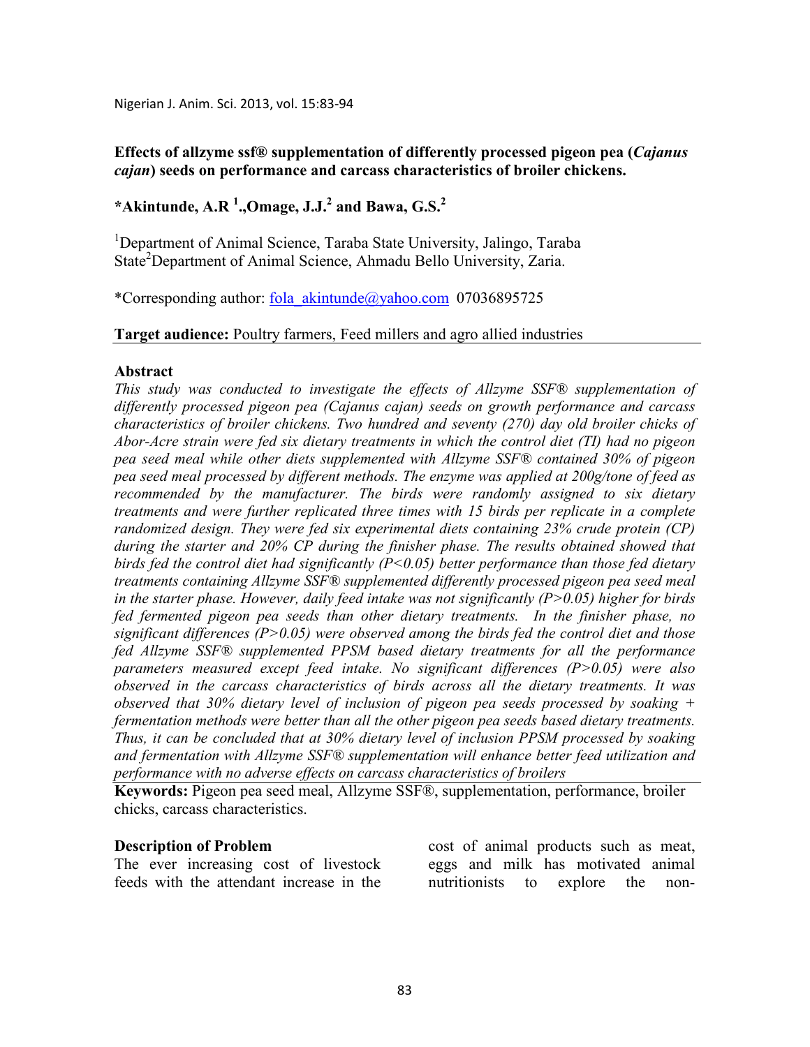# Effects of allzyme ssf® supplementation of differently processed pigeon pea (*Cajanus cajan*) seeds on performance and carcass characteristics of broiler chickens.

**\*Akintunde, A.R [1]., Omage, J.J.[2] and Bawa, G.S.[2]**

[1]Department of Animal Science, Taraba State University, Jalingo, Taraba State[2]Department of Animal Science, Ahmadu Bello University, Zaria.

\*Corresponding author: fola_akintunde@yahoo.com 07036895725

**Target audience:** Poultry farmers, Feed millers and agro allied industries

## Abstract

*This study was conducted to investigate the effects of Allzyme SSF® supplementation of differently processed pigeon pea (Cajanus cajan) seeds on growth performance and carcass characteristics of broiler chickens. Two hundred and seventy (270) day old broiler chicks of Abor-Acre strain were fed six dietary treatments in which the control diet (TI) had no pigeon pea seed meal while other diets supplemented with Allzyme SSF® contained 30% of pigeon pea seed meal processed by different methods. The enzyme was applied at 200g/tone of feed as recommended by the manufacturer. The birds were randomly assigned to six dietary treatments and were further replicated three times with 15 birds per replicate in a complete randomized design. They were fed six experimental diets containing 23% crude protein (CP) during the starter and 20% CP during the finisher phase. The results obtained showed that birds fed the control diet had significantly (P<0.05) better performance than those fed dietary treatments containing Allzyme SSF® supplemented differently processed pigeon pea seed meal in the starter phase. However, daily feed intake was not significantly (P>0.05) higher for birds fed fermented pigeon pea seeds than other dietary treatments. In the finisher phase, no significant differences (P>0.05) were observed among the birds fed the control diet and those fed Allzyme SSF® supplemented PPSM based dietary treatments for all the performance parameters measured except feed intake. No significant differences (P>0.05) were also observed in the carcass characteristics of birds across all the dietary treatments. It was observed that 30% dietary level of inclusion of pigeon pea seeds processed by soaking + fermentation methods were better than all the other pigeon pea seeds based dietary treatments. Thus, it can be concluded that at 30% dietary level of inclusion PPSM processed by soaking and fermentation with Allzyme SSF® supplementation will enhance better feed utilization and performance with no adverse effects on carcass characteristics of broilers*

**Keywords:** Pigeon pea seed meal, Allzyme SSF®, supplementation, performance, broiler chicks, carcass characteristics.

## Description of Problem

The ever increasing cost of livestock feeds with the attendant increase in the cost of animal products such as meat, eggs and milk has motivated animal nutritionists to explore the non-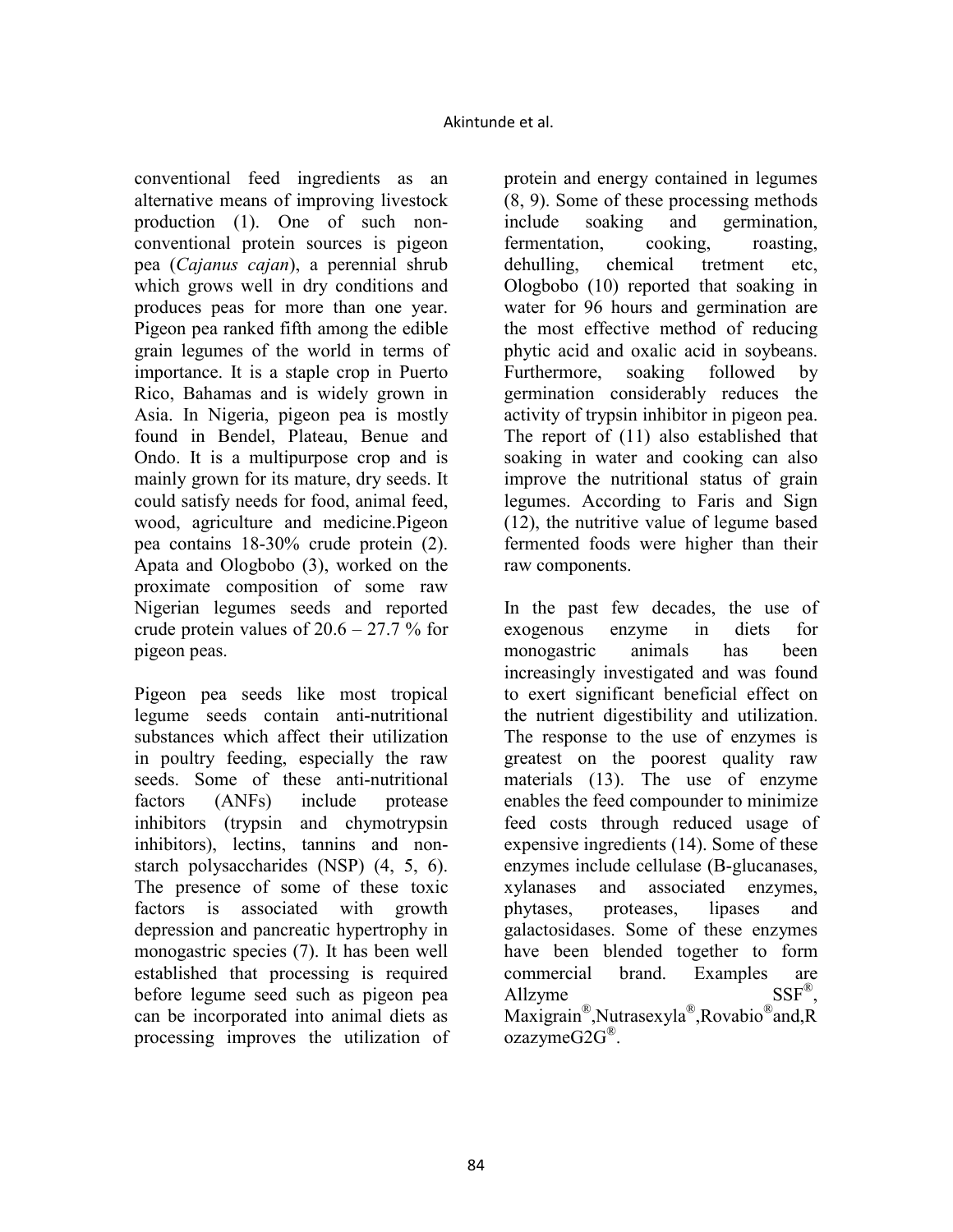conventional feed ingredients as an alternative means of improving livestock production (1). One of such non-conventional protein sources is pigeon pea (*Cajanus cajan*), a perennial shrub which grows well in dry conditions and produces peas for more than one year. Pigeon pea ranked fifth among the edible grain legumes of the world in terms of importance. It is a staple crop in Puerto Rico, Bahamas and is widely grown in Asia. In Nigeria, pigeon pea is mostly found in Bendel, Plateau, Benue and Ondo. It is a multipurpose crop and is mainly grown for its mature, dry seeds. It could satisfy needs for food, animal feed, wood, agriculture and medicine.Pigeon pea contains 18-30% crude protein (2). Apata and Ologbobo (3), worked on the proximate composition of some raw Nigerian legumes seeds and reported crude protein values of 20.6 – 27.7 % for pigeon peas.

Pigeon pea seeds like most tropical legume seeds contain anti-nutritional substances which affect their utilization in poultry feeding, especially the raw seeds. Some of these anti-nutritional factors (ANFs) include protease inhibitors (trypsin and chymotrypsin inhibitors), lectins, tannins and non-starch polysaccharides (NSP) (4, 5, 6). The presence of some of these toxic factors is associated with growth depression and pancreatic hypertrophy in monogastric species (7). It has been well established that processing is required before legume seed such as pigeon pea can be incorporated into animal diets as processing improves the utilization of protein and energy contained in legumes (8, 9). Some of these processing methods include soaking and germination, fermentation, cooking, roasting, dehulling, chemical tretment etc, Ologbobo (10) reported that soaking in water for 96 hours and germination are the most effective method of reducing phytic acid and oxalic acid in soybeans. Furthermore, soaking followed by germination considerably reduces the activity of trypsin inhibitor in pigeon pea. The report of (11) also established that soaking in water and cooking can also improve the nutritional status of grain legumes. According to Faris and Sign (12), the nutritive value of legume based fermented foods were higher than their raw components.

In the past few decades, the use of exogenous enzyme in diets for monogastric animals has been increasingly investigated and was found to exert significant beneficial effect on the nutrient digestibility and utilization. The response to the use of enzymes is greatest on the poorest quality raw materials (13). The use of enzyme enables the feed compounder to minimize feed costs through reduced usage of expensive ingredients (14). Some of these enzymes include cellulase (B-glucanases, xylanases and associated enzymes, phytases, proteases, lipases and galactosidases. Some of these enzymes have been blended together to form commercial brand. Examples are Allzyme SSF®, Maxigrain®,Nutrasexyla®,Rovabio®and,RozazymeG2G®.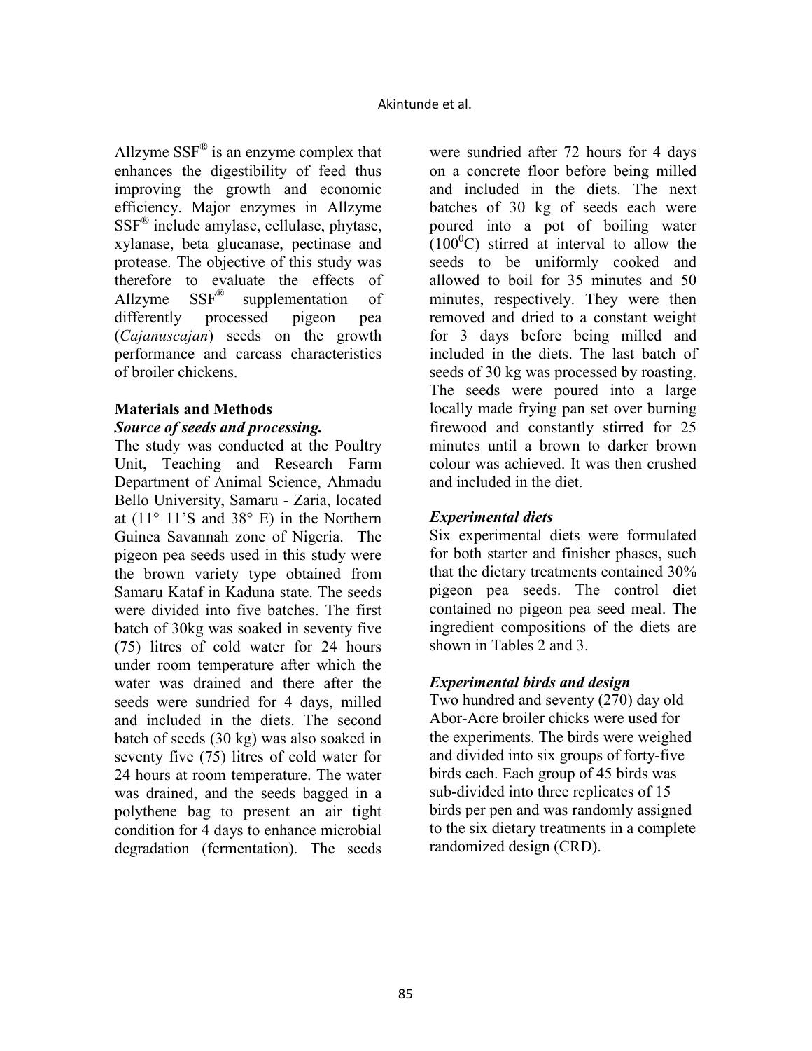Allzyme SSF® is an enzyme complex that enhances the digestibility of feed thus improving the growth and economic efficiency. Major enzymes in Allzyme SSF® include amylase, cellulase, phytase, xylanase, beta glucanase, pectinase and protease. The objective of this study was therefore to evaluate the effects of Allzyme SSF® supplementation of differently processed pigeon pea (*Cajanuscajan*) seeds on the growth performance and carcass characteristics of broiler chickens.

## Materials and Methods

### *Source of seeds and processing.*

The study was conducted at the Poultry Unit, Teaching and Research Farm Department of Animal Science, Ahmadu Bello University, Samaru - Zaria, located at (11° 11'S and 38° E) in the Northern Guinea Savannah zone of Nigeria. The pigeon pea seeds used in this study were the brown variety type obtained from Samaru Kataf in Kaduna state. The seeds were divided into five batches. The first batch of 30kg was soaked in seventy five (75) litres of cold water for 24 hours under room temperature after which the water was drained and there after the seeds were sundried for 4 days, milled and included in the diets. The second batch of seeds (30 kg) was also soaked in seventy five (75) litres of cold water for 24 hours at room temperature. The water was drained, and the seeds bagged in a polythene bag to present an air tight condition for 4 days to enhance microbial degradation (fermentation). The seeds were sundried after 72 hours for 4 days on a concrete floor before being milled and included in the diets. The next batches of 30 kg of seeds each were poured into a pot of boiling water ($100^0$C) stirred at interval to allow the seeds to be uniformly cooked and allowed to boil for 35 minutes and 50 minutes, respectively. They were then removed and dried to a constant weight for 3 days before being milled and included in the diets. The last batch of seeds of 30 kg was processed by roasting. The seeds were poured into a large locally made frying pan set over burning firewood and constantly stirred for 25 minutes until a brown to darker brown colour was achieved. It was then crushed and included in the diet.

### *Experimental diets*

Six experimental diets were formulated for both starter and finisher phases, such that the dietary treatments contained 30% pigeon pea seeds. The control diet contained no pigeon pea seed meal. The ingredient compositions of the diets are shown in Tables 2 and 3.

### *Experimental birds and design*

Two hundred and seventy (270) day old Abor-Acre broiler chicks were used for the experiments. The birds were weighed and divided into six groups of forty-five birds each. Each group of 45 birds was sub-divided into three replicates of 15 birds per pen and was randomly assigned to the six dietary treatments in a complete randomized design (CRD).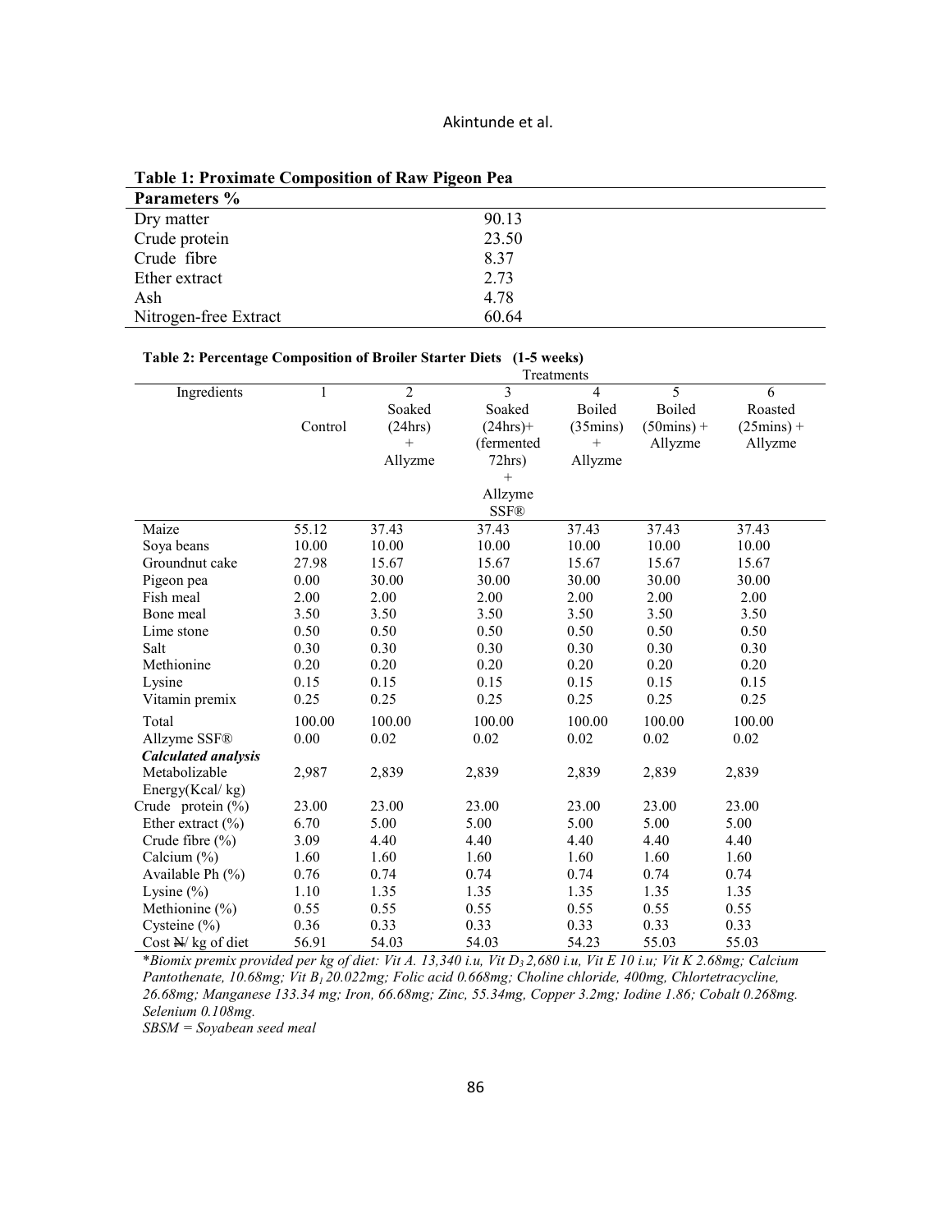**Table 1: Proximate Composition of Raw Pigeon Pea**

| Parameters % | |
|---|---|
| Dry matter | 90.13 |
| Crude protein | 23.50 |
| Crude fibre | 8.37 |
| Ether extract | 2.73 |
| Ash | 4.78 |
| Nitrogen-free Extract | 60.64 |

**Table 2: Percentage Composition of Broiler Starter Diets (1-5 weeks)**

| | Treatments | | | | | |
|---|---|---|---|---|---|---|
| Ingredients | 1<br>Control | 2<br>Soaked (24hrs) + Allyzme | 3<br>Soaked (24hrs)+ (fermented 72hrs) + Allzyme SSF® | 4<br>Boiled (35mins) + Allyzme | 5<br>Boiled (50mins) + Allyzme | 6<br>Roasted (25mins) + Allyzme |
| Maize | 55.12 | 37.43 | 37.43 | 37.43 | 37.43 | 37.43 |
| Soya beans | 10.00 | 10.00 | 10.00 | 10.00 | 10.00 | 10.00 |
| Groundnut cake | 27.98 | 15.67 | 15.67 | 15.67 | 15.67 | 15.67 |
| Pigeon pea | 0.00 | 30.00 | 30.00 | 30.00 | 30.00 | 30.00 |
| Fish meal | 2.00 | 2.00 | 2.00 | 2.00 | 2.00 | 2.00 |
| Bone meal | 3.50 | 3.50 | 3.50 | 3.50 | 3.50 | 3.50 |
| Lime stone | 0.50 | 0.50 | 0.50 | 0.50 | 0.50 | 0.50 |
| Salt | 0.30 | 0.30 | 0.30 | 0.30 | 0.30 | 0.30 |
| Methionine | 0.20 | 0.20 | 0.20 | 0.20 | 0.20 | 0.20 |
| Lysine | 0.15 | 0.15 | 0.15 | 0.15 | 0.15 | 0.15 |
| Vitamin premix | 0.25 | 0.25 | 0.25 | 0.25 | 0.25 | 0.25 |
| Total | 100.00 | 100.00 | 100.00 | 100.00 | 100.00 | 100.00 |
| Allzyme SSF® | 0.00 | 0.02 | 0.02 | 0.02 | 0.02 | 0.02 |
| ***Calculated analysis*** | | | | | | |
| Metabolizable Energy(Kcal/ kg) | 2,987 | 2,839 | 2,839 | 2,839 | 2,839 | 2,839 |
| Crude protein (%) | 23.00 | 23.00 | 23.00 | 23.00 | 23.00 | 23.00 |
| Ether extract (%) | 6.70 | 5.00 | 5.00 | 5.00 | 5.00 | 5.00 |
| Crude fibre (%) | 3.09 | 4.40 | 4.40 | 4.40 | 4.40 | 4.40 |
| Calcium (%) | 1.60 | 1.60 | 1.60 | 1.60 | 1.60 | 1.60 |
| Available Ph (%) | 0.76 | 0.74 | 0.74 | 0.74 | 0.74 | 0.74 |
| Lysine (%) | 1.10 | 1.35 | 1.35 | 1.35 | 1.35 | 1.35 |
| Methionine (%) | 0.55 | 0.55 | 0.55 | 0.55 | 0.55 | 0.55 |
| Cysteine (%) | 0.36 | 0.33 | 0.33 | 0.33 | 0.33 | 0.33 |
| Cost ₦/ kg of diet | 56.91 | 54.03 | 54.03 | 54.23 | 55.03 | 55.03 |

**Biomix premix provided per kg of diet: Vit A. 13,340 i.u, Vit $D_3$ 2,680 i.u, Vit E 10 i.u; Vit K 2.68mg; Calcium Pantothenate, 10.68mg; Vit $B_1$ 20.022mg; Folic acid 0.668mg; Choline chloride, 400mg, Chlortetracycline, 26.68mg; Manganese 133.34 mg; Iron, 66.68mg; Zinc, 55.34mg, Copper 3.2mg; Iodine 1.86; Cobalt 0.268mg. Selenium 0.108mg.*

*SBSM = Soyabean seed meal*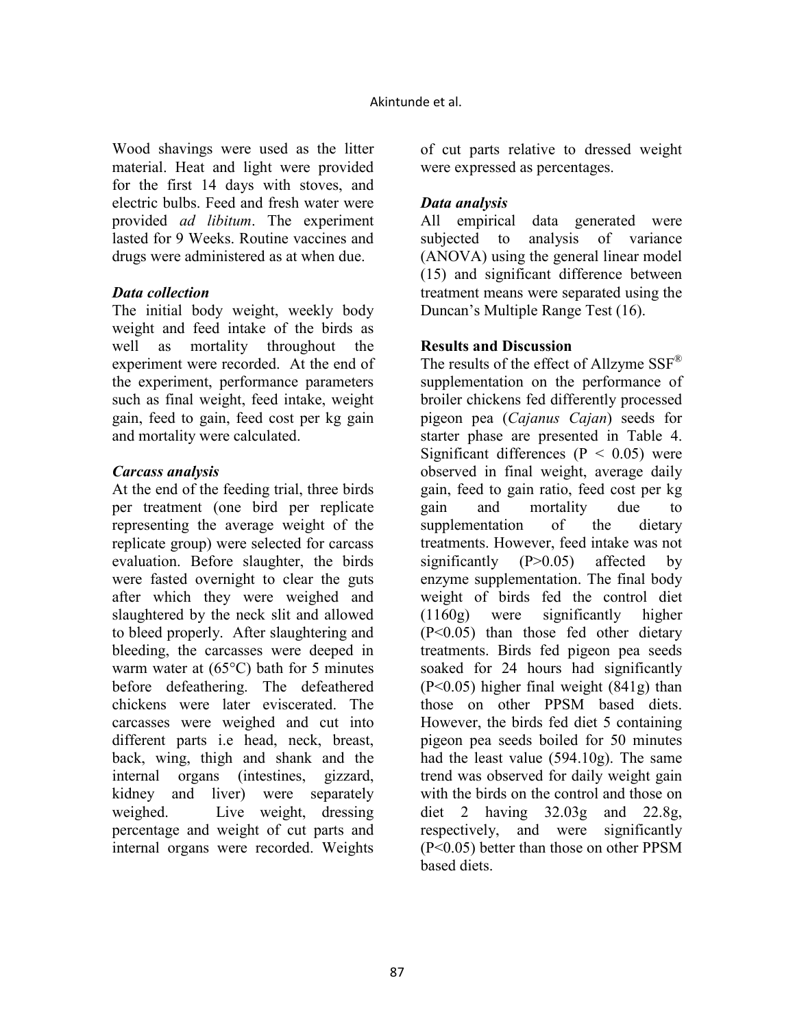Wood shavings were used as the litter material. Heat and light were provided for the first 14 days with stoves, and electric bulbs. Feed and fresh water were provided *ad libitum*. The experiment lasted for 9 Weeks. Routine vaccines and drugs were administered as at when due.

### *Data collection*

The initial body weight, weekly body weight and feed intake of the birds as well as mortality throughout the experiment were recorded. At the end of the experiment, performance parameters such as final weight, feed intake, weight gain, feed to gain, feed cost per kg gain and mortality were calculated.

### *Carcass analysis*

At the end of the feeding trial, three birds per treatment (one bird per replicate representing the average weight of the replicate group) were selected for carcass evaluation. Before slaughter, the birds were fasted overnight to clear the guts after which they were weighed and slaughtered by the neck slit and allowed to bleed properly. After slaughtering and bleeding, the carcasses were deeped in warm water at (65°C) bath for 5 minutes before defeathering. The defeathered chickens were later eviscerated. The carcasses were weighed and cut into different parts i.e head, neck, breast, back, wing, thigh and shank and the internal organs (intestines, gizzard, kidney and liver) were separately weighed. Live weight, dressing percentage and weight of cut parts and internal organs were recorded. Weights of cut parts relative to dressed weight were expressed as percentages.

### *Data analysis*

All empirical data generated were subjected to analysis of variance (ANOVA) using the general linear model (15) and significant difference between treatment means were separated using the Duncan's Multiple Range Test (16).

## Results and Discussion

The results of the effect of Allzyme SSF® supplementation on the performance of broiler chickens fed differently processed pigeon pea (*Cajanus Cajan*) seeds for starter phase are presented in Table 4. Significant differences ($P < 0.05$) were observed in final weight, average daily gain, feed to gain ratio, feed cost per kg gain and mortality due to supplementation of the dietary treatments. However, feed intake was not significantly ($P>0.05$) affected by enzyme supplementation. The final body weight of birds fed the control diet (1160g) were significantly higher ($P<0.05$) than those fed other dietary treatments. Birds fed pigeon pea seeds soaked for 24 hours had significantly ($P<0.05$) higher final weight (841g) than those on other PPSM based diets. However, the birds fed diet 5 containing pigeon pea seeds boiled for 50 minutes had the least value (594.10g). The same trend was observed for daily weight gain with the birds on the control and those on diet 2 having 32.03g and 22.8g, respectively, and were significantly ($P<0.05$) better than those on other PPSM based diets.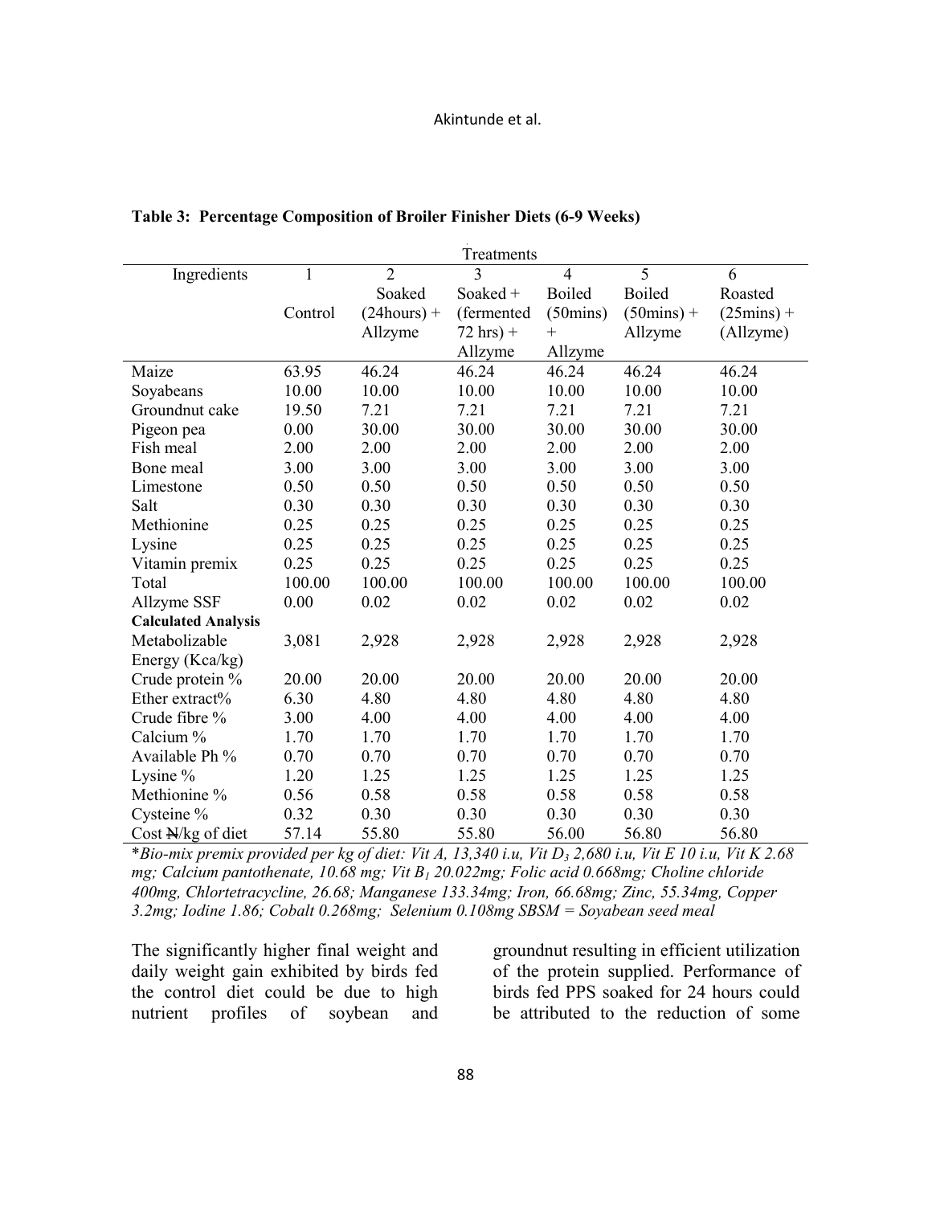**Table 3: Percentage Composition of Broiler Finisher Diets (6-9 Weeks)**

| | Treatments | | | | | |
|---|---|---|---|---|---|---|
| Ingredients | 1 Control | 2 Soaked (24hours) + Allzyme | 3 Soaked + (fermented 72 hrs) + Allzyme | 4 Boiled (50mins) + Allzyme | 5 Boiled (50mins) + Allzyme | 6 Roasted (25mins) + (Allzyme) |
| Maize | 63.95 | 46.24 | 46.24 | 46.24 | 46.24 | 46.24 |
| Soyabeans | 10.00 | 10.00 | 10.00 | 10.00 | 10.00 | 10.00 |
| Groundnut cake | 19.50 | 7.21 | 7.21 | 7.21 | 7.21 | 7.21 |
| Pigeon pea | 0.00 | 30.00 | 30.00 | 30.00 | 30.00 | 30.00 |
| Fish meal | 2.00 | 2.00 | 2.00 | 2.00 | 2.00 | 2.00 |
| Bone meal | 3.00 | 3.00 | 3.00 | 3.00 | 3.00 | 3.00 |
| Limestone | 0.50 | 0.50 | 0.50 | 0.50 | 0.50 | 0.50 |
| Salt | 0.30 | 0.30 | 0.30 | 0.30 | 0.30 | 0.30 |
| Methionine | 0.25 | 0.25 | 0.25 | 0.25 | 0.25 | 0.25 |
| Lysine | 0.25 | 0.25 | 0.25 | 0.25 | 0.25 | 0.25 |
| Vitamin premix | 0.25 | 0.25 | 0.25 | 0.25 | 0.25 | 0.25 |
| Total | 100.00 | 100.00 | 100.00 | 100.00 | 100.00 | 100.00 |
| Allzyme SSF | 0.00 | 0.02 | 0.02 | 0.02 | 0.02 | 0.02 |
| **Calculated Analysis** | | | | | | |
| Metabolizable Energy (Kca/kg) | 3,081 | 2,928 | 2,928 | 2,928 | 2,928 | 2,928 |
| Crude protein % | 20.00 | 20.00 | 20.00 | 20.00 | 20.00 | 20.00 |
| Ether extract% | 6.30 | 4.80 | 4.80 | 4.80 | 4.80 | 4.80 |
| Crude fibre % | 3.00 | 4.00 | 4.00 | 4.00 | 4.00 | 4.00 |
| Calcium % | 1.70 | 1.70 | 1.70 | 1.70 | 1.70 | 1.70 |
| Available Ph % | 0.70 | 0.70 | 0.70 | 0.70 | 0.70 | 0.70 |
| Lysine % | 1.20 | 1.25 | 1.25 | 1.25 | 1.25 | 1.25 |
| Methionine % | 0.56 | 0.58 | 0.58 | 0.58 | 0.58 | 0.58 |
| Cysteine % | 0.32 | 0.30 | 0.30 | 0.30 | 0.30 | 0.30 |
| Cost ₦/kg of diet | 57.14 | 55.80 | 55.80 | 56.00 | 56.80 | 56.80 |

**Bio-mix premix provided per kg of diet: Vit A, 13,340 i.u, Vit $D_3$ 2,680 i.u, Vit E 10 i.u, Vit K 2.68 mg; Calcium pantothenate, 10.68 mg; Vit $B_1$ 20.022mg; Folic acid 0.668mg; Choline chloride 400mg, Chlortetracycline, 26.68; Manganese 133.34mg; Iron, 66.68mg; Zinc, 55.34mg, Copper 3.2mg; Iodine 1.86; Cobalt 0.268mg; Selenium 0.108mg SBSM = Soyabean seed meal*

The significantly higher final weight and daily weight gain exhibited by birds fed the control diet could be due to high nutrient profiles of soybean and groundnut resulting in efficient utilization of the protein supplied. Performance of birds fed PPS soaked for 24 hours could be attributed to the reduction of some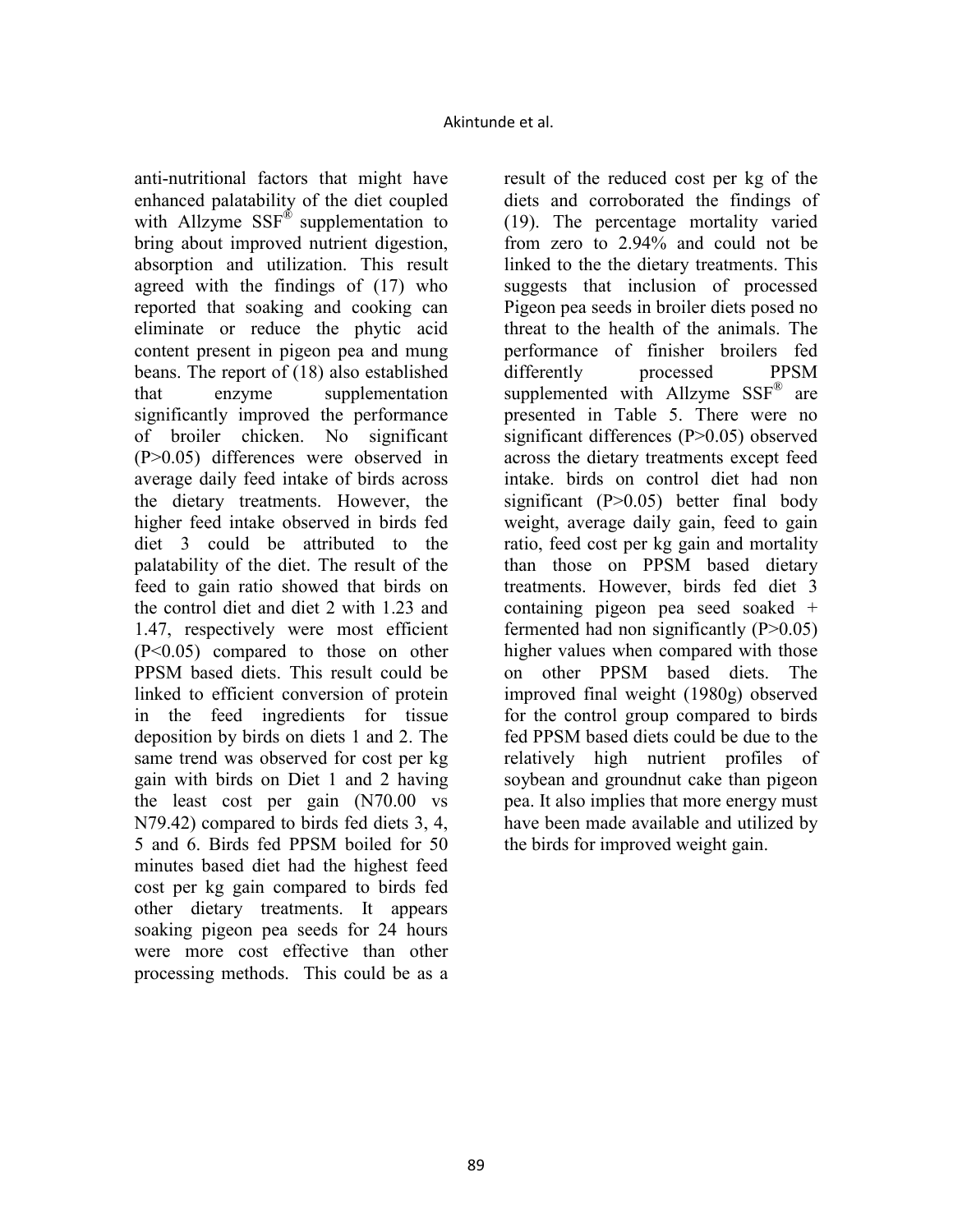anti-nutritional factors that might have enhanced palatability of the diet coupled with Allzyme SSF® supplementation to bring about improved nutrient digestion, absorption and utilization. This result agreed with the findings of (17) who reported that soaking and cooking can eliminate or reduce the phytic acid content present in pigeon pea and mung beans. The report of (18) also established that enzyme supplementation significantly improved the performance of broiler chicken. No significant (P>0.05) differences were observed in average daily feed intake of birds across the dietary treatments. However, the higher feed intake observed in birds fed diet 3 could be attributed to the palatability of the diet. The result of the feed to gain ratio showed that birds on the control diet and diet 2 with 1.23 and 1.47, respectively were most efficient (P<0.05) compared to those on other PPSM based diets. This result could be linked to efficient conversion of protein in the feed ingredients for tissue deposition by birds on diets 1 and 2. The same trend was observed for cost per kg gain with birds on Diet 1 and 2 having the least cost per gain (N70.00 vs N79.42) compared to birds fed diets 3, 4, 5 and 6. Birds fed PPSM boiled for 50 minutes based diet had the highest feed cost per kg gain compared to birds fed other dietary treatments. It appears soaking pigeon pea seeds for 24 hours were more cost effective than other processing methods. This could be as a result of the reduced cost per kg of the diets and corroborated the findings of (19). The percentage mortality varied from zero to 2.94% and could not be linked to the the dietary treatments. This suggests that inclusion of processed Pigeon pea seeds in broiler diets posed no threat to the health of the animals. The performance of finisher broilers fed differently processed PPSM supplemented with Allzyme SSF® are presented in Table 5. There were no significant differences (P>0.05) observed across the dietary treatments except feed intake. birds on control diet had non significant (P>0.05) better final body weight, average daily gain, feed to gain ratio, feed cost per kg gain and mortality than those on PPSM based dietary treatments. However, birds fed diet 3 containing pigeon pea seed soaked + fermented had non significantly (P>0.05) higher values when compared with those on other PPSM based diets. The improved final weight (1980g) observed for the control group compared to birds fed PPSM based diets could be due to the relatively high nutrient profiles of soybean and groundnut cake than pigeon pea. It also implies that more energy must have been made available and utilized by the birds for improved weight gain.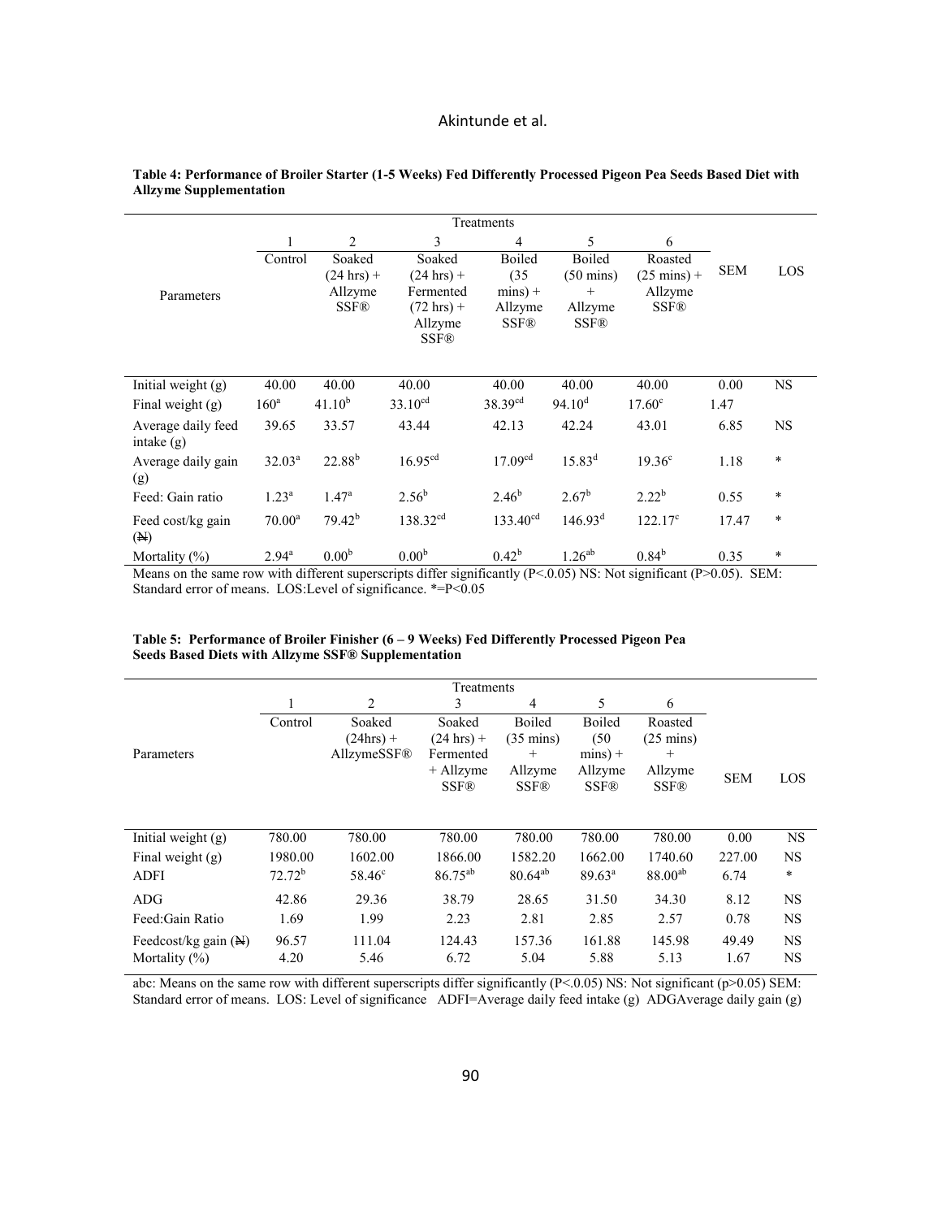**Table 4: Performance of Broiler Starter (1-5 Weeks) Fed Differently Processed Pigeon Pea Seeds Based Diet with Allzyme Supplementation**

| | Treatments | | | | | | | |
|---|---|---|---|---|---|---|---|---|
| | 1 | 2 | 3 | 4 | 5 | 6 | | |
| Parameters | Control | Soaked (24 hrs) + Allzyme SSF® | Soaked (24 hrs) + Fermented (72 hrs) + Allzyme SSF® | Boiled (35 mins) + Allzyme SSF® | Boiled (50 mins) + Allzyme SSF® | Roasted (25 mins) + Allzyme SSF® | SEM | LOS |
| Initial weight (g) | 40.00 | 40.00 | 40.00 | 40.00 | 40.00 | 40.00 | 0.00 | NS |
| Final weight (g) | $160^{a}$ | $41.10^{b}$ | $33.10^{cd}$ | $38.39^{cd}$ | $94.10^{d}$ | $17.60^{c}$ | 1.47 | |
| Average daily feed intake (g) | 39.65 | 33.57 | 43.44 | 42.13 | 42.24 | 43.01 | 6.85 | NS |
| Average daily gain (g) | $32.03^{a}$ | $22.88^{b}$ | $16.95^{cd}$ | $17.09^{cd}$ | $15.83^{d}$ | $19.36^{c}$ | 1.18 | * |
| Feed: Gain ratio | $1.23^{a}$ | $1.47^{a}$ | $2.56^{b}$ | $2.46^{b}$ | $2.67^{b}$ | $2.22^{b}$ | 0.55 | * |
| Feed cost/kg gain (₦) | $70.00^{a}$ | $79.42^{b}$ | $138.32^{cd}$ | $133.40^{cd}$ | $146.93^{d}$ | $122.17^{c}$ | 17.47 | * |
| Mortality (%) | $2.94^{a}$ | $0.00^{b}$ | $0.00^{b}$ | $0.42^{b}$ | $1.26^{ab}$ | $0.84^{b}$ | 0.35 | * |

Means on the same row with different superscripts differ significantly (P<.0.05) NS: Not significant (P>0.05). SEM: Standard error of means. LOS:Level of significance. *=P<0.05

**Table 5: Performance of Broiler Finisher (6 – 9 Weeks) Fed Differently Processed Pigeon Pea Seeds Based Diets with Allzyme SSF® Supplementation**

| | Treatments | | | | | | | |
|---|---|---|---|---|---|---|---|---|
| | 1 | 2 | 3 | 4 | 5 | 6 | | |
| Parameters | Control | Soaked (24hrs) + AllzymeSSF® | Soaked (24 hrs) + Fermented + Allzyme SSF® | Boiled (35 mins) + Allzyme SSF® | Boiled (50 mins) + Allzyme SSF® | Roasted (25 mins) + Allzyme SSF® | SEM | LOS |
| Initial weight (g) | 780.00 | 780.00 | 780.00 | 780.00 | 780.00 | 780.00 | 0.00 | NS |
| Final weight (g) | 1980.00 | 1602.00 | 1866.00 | 1582.20 | 1662.00 | 1740.60 | 227.00 | NS |
| ADFI | $72.72^{b}$ | $58.46^{c}$ | $86.75^{ab}$ | $80.64^{ab}$ | $89.63^{a}$ | $88.00^{ab}$ | 6.74 | * |
| ADG | 42.86 | 29.36 | 38.79 | 28.65 | 31.50 | 34.30 | 8.12 | NS |
| Feed:Gain Ratio | 1.69 | 1.99 | 2.23 | 2.81 | 2.85 | 2.57 | 0.78 | NS |
| Feedcost/kg gain (₦) | 96.57 | 111.04 | 124.43 | 157.36 | 161.88 | 145.98 | 49.49 | NS |
| Mortality (%) | 4.20 | 5.46 | 6.72 | 5.04 | 5.88 | 5.13 | 1.67 | NS |

abc: Means on the same row with different superscripts differ significantly (P<.0.05) NS: Not significant (p>0.05) SEM: Standard error of means. LOS: Level of significance ADFI=Average daily feed intake (g) ADGAverage daily gain (g)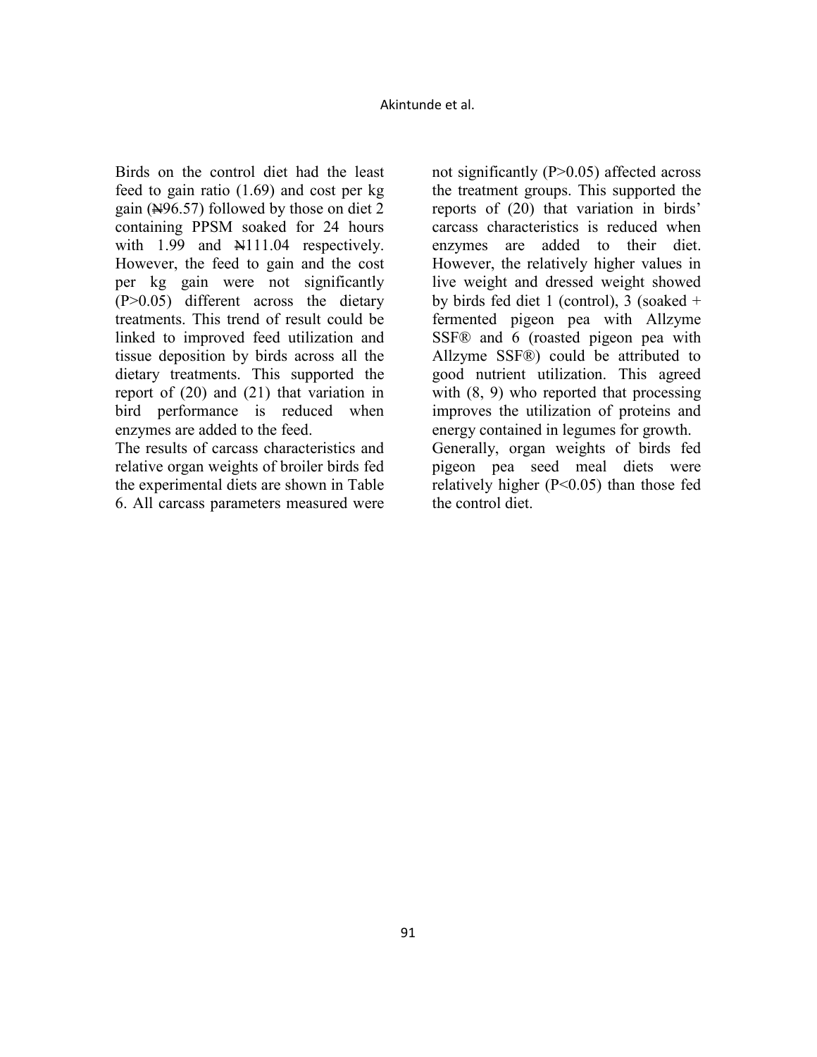Birds on the control diet had the least feed to gain ratio (1.69) and cost per kg gain (₦96.57) followed by those on diet 2 containing PPSM soaked for 24 hours with 1.99 and ₦111.04 respectively. However, the feed to gain and the cost per kg gain were not significantly ($P>0.05$) different across the dietary treatments. This trend of result could be linked to improved feed utilization and tissue deposition by birds across all the dietary treatments. This supported the report of (20) and (21) that variation in bird performance is reduced when enzymes are added to the feed.

The results of carcass characteristics and relative organ weights of broiler birds fed the experimental diets are shown in Table 6. All carcass parameters measured were not significantly ($P>0.05$) affected across the treatment groups. This supported the reports of (20) that variation in birds' carcass characteristics is reduced when enzymes are added to their diet. However, the relatively higher values in live weight and dressed weight showed by birds fed diet 1 (control), 3 (soaked + fermented pigeon pea with Allzyme SSF® and 6 (roasted pigeon pea with Allzyme SSF®) could be attributed to good nutrient utilization. This agreed with (8, 9) who reported that processing improves the utilization of proteins and energy contained in legumes for growth.

Generally, organ weights of birds fed pigeon pea seed meal diets were relatively higher ($P<0.05$) than those fed the control diet.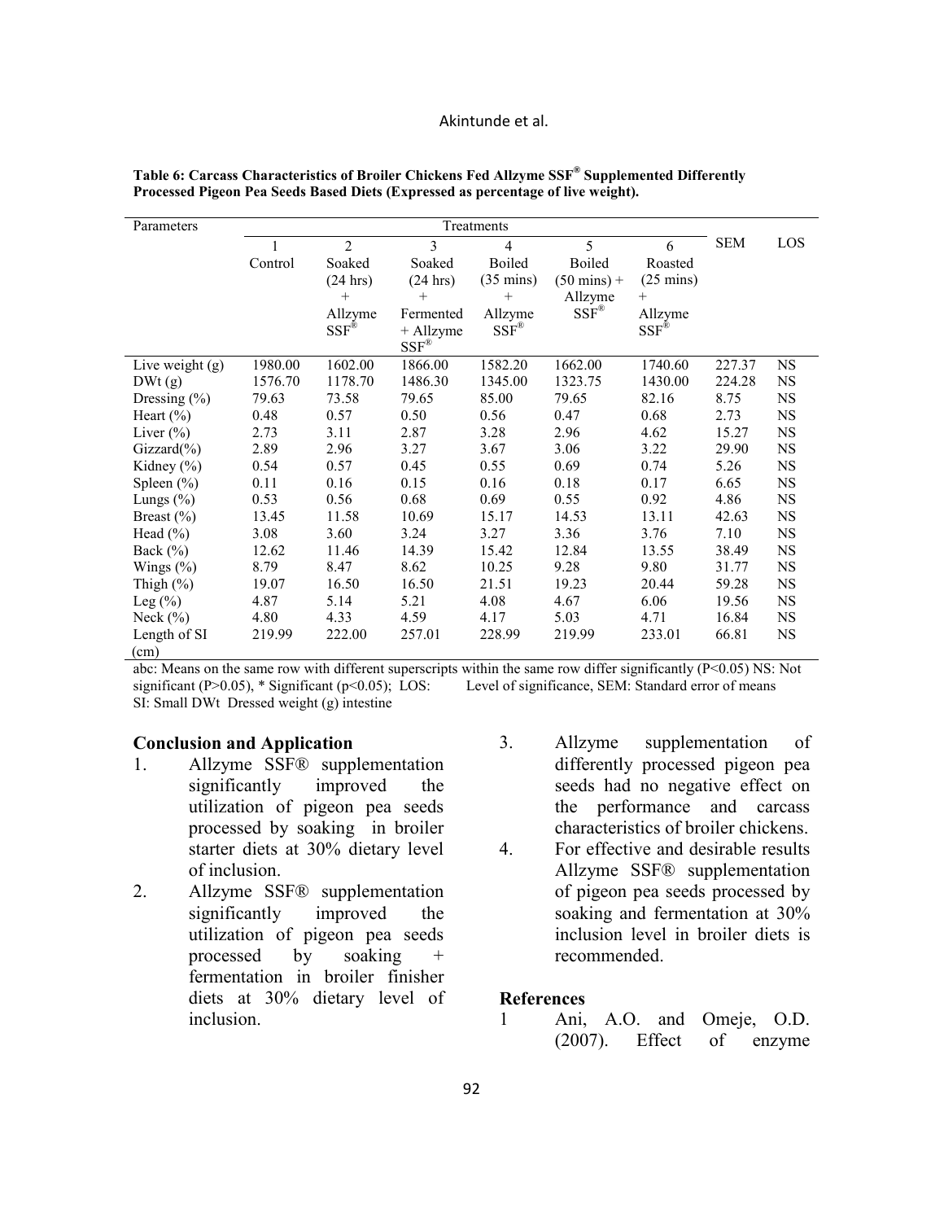**Table 6: Carcass Characteristics of Broiler Chickens Fed Allzyme SSF® Supplemented Differently Processed Pigeon Pea Seeds Based Diets (Expressed as percentage of live weight).**

| Parameters | Treatments | | | | | | SEM | LOS |
|---|---|---|---|---|---|---|---|---|
| | 1 Control | 2 Soaked (24 hrs) + Allzyme SSF® | 3 Soaked (24 hrs) + Fermented + Allzyme SSF® | 4 Boiled (35 mins) + Allzyme SSF® | 5 Boiled (50 mins) + Allzyme SSF® | 6 Roasted (25 mins) + Allzyme SSF® | | |
| Live weight (g) | 1980.00 | 1602.00 | 1866.00 | 1582.20 | 1662.00 | 1740.60 | 227.37 | NS |
| DWt (g) | 1576.70 | 1178.70 | 1486.30 | 1345.00 | 1323.75 | 1430.00 | 224.28 | NS |
| Dressing (%) | 79.63 | 73.58 | 79.65 | 85.00 | 79.65 | 82.16 | 8.75 | NS |
| Heart (%) | 0.48 | 0.57 | 0.50 | 0.56 | 0.47 | 0.68 | 2.73 | NS |
| Liver (%) | 2.73 | 3.11 | 2.87 | 3.28 | 2.96 | 4.62 | 15.27 | NS |
| Gizzard(%) | 2.89 | 2.96 | 3.27 | 3.67 | 3.06 | 3.22 | 29.90 | NS |
| Kidney (%) | 0.54 | 0.57 | 0.45 | 0.55 | 0.69 | 0.74 | 5.26 | NS |
| Spleen (%) | 0.11 | 0.16 | 0.15 | 0.16 | 0.18 | 0.17 | 6.65 | NS |
| Lungs (%) | 0.53 | 0.56 | 0.68 | 0.69 | 0.55 | 0.92 | 4.86 | NS |
| Breast (%) | 13.45 | 11.58 | 10.69 | 15.17 | 14.53 | 13.11 | 42.63 | NS |
| Head (%) | 3.08 | 3.60 | 3.24 | 3.27 | 3.36 | 3.76 | 7.10 | NS |
| Back (%) | 12.62 | 11.46 | 14.39 | 15.42 | 12.84 | 13.55 | 38.49 | NS |
| Wings (%) | 8.79 | 8.47 | 8.62 | 10.25 | 9.28 | 9.80 | 31.77 | NS |
| Thigh (%) | 19.07 | 16.50 | 16.50 | 21.51 | 19.23 | 20.44 | 59.28 | NS |
| Leg (%) | 4.87 | 5.14 | 5.21 | 4.08 | 4.67 | 6.06 | 19.56 | NS |
| Neck (%) | 4.80 | 4.33 | 4.59 | 4.17 | 5.03 | 4.71 | 16.84 | NS |
| Length of SI (cm) | 219.99 | 222.00 | 257.01 | 228.99 | 219.99 | 233.01 | 66.81 | NS |

abc: Means on the same row with different superscripts within the same row differ significantly ($P<0.05$) NS: Not significant ($P>0.05$), * Significant ($p<0.05$); LOS: Level of significance, SEM: Standard error of means
SI: Small DWt Dressed weight (g) intestine

## Conclusion and Application

1. Allzyme SSF® supplementation significantly improved the utilization of pigeon pea seeds processed by soaking in broiler starter diets at 30% dietary level of inclusion.
2. Allzyme SSF® supplementation significantly improved the utilization of pigeon pea seeds processed by soaking + fermentation in broiler finisher diets at 30% dietary level of inclusion.
3. Allzyme supplementation of differently processed pigeon pea seeds had no negative effect on the performance and carcass characteristics of broiler chickens.
4. For effective and desirable results Allzyme SSF® supplementation of pigeon pea seeds processed by soaking and fermentation at 30% inclusion level in broiler diets is recommended.

## References

1 Ani, A.O. and Omeje, O.D. (2007). Effect of enzyme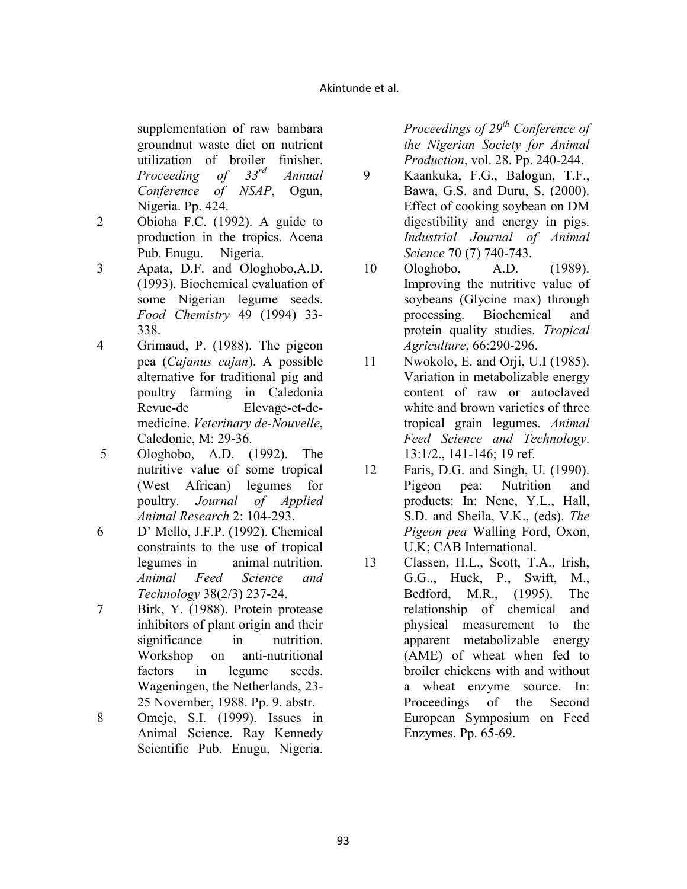supplementation of raw bambara groundnut waste diet on nutrient utilization of broiler finisher. *Proceeding of 33rd Annual Conference of NSAP*, Ogun, Nigeria. Pp. 424.

2 Obioha F.C. (1992). A guide to production in the tropics. Acena Pub. Enugu. Nigeria.

3 Apata, D.F. and Ologhobo,A.D. (1993). Biochemical evaluation of some Nigerian legume seeds. *Food Chemistry* 49 (1994) 33-338.

4 Grimaud, P. (1988). The pigeon pea (*Cajanus cajan*). A possible alternative for traditional pig and poultry farming in Caledonia Revue-de Elevage-et-de-medicine. *Veterinary de-Nouvelle*, Caledonie, M: 29-36.

5 Ologhobo, A.D. (1992). The nutritive value of some tropical (West African) legumes for poultry. *Journal of Applied Animal Research* 2: 104-293.

6 D' Mello, J.F.P. (1992). Chemical constraints to the use of tropical legumes in animal nutrition. *Animal Feed Science and Technology* 38(2/3) 237-24.

7 Birk, Y. (1988). Protein protease inhibitors of plant origin and their significance in nutrition. Workshop on anti-nutritional factors in legume seeds. Wageningen, the Netherlands, 23-25 November, 1988. Pp. 9. abstr.

8 Omeje, S.I. (1999). Issues in Animal Science. Ray Kennedy Scientific Pub. Enugu, Nigeria. *Proceedings of 29th Conference of the Nigerian Society for Animal Production*, vol. 28. Pp. 240-244.

9 Kaankuka, F.G., Balogun, T.F., Bawa, G.S. and Duru, S. (2000). Effect of cooking soybean on DM digestibility and energy in pigs. *Industrial Journal of Animal Science* 70 (7) 740-743.

10 Ologhobo, A.D. (1989). Improving the nutritive value of soybeans (Glycine max) through processing. Biochemical and protein quality studies. *Tropical Agriculture*, 66:290-296.

11 Nwokolo, E. and Orji, U.I (1985). Variation in metabolizable energy content of raw or autoclaved white and brown varieties of three tropical grain legumes. *Animal Feed Science and Technology*. 13:1/2., 141-146; 19 ref.

12 Faris, D.G. and Singh, U. (1990). Pigeon pea: Nutrition and products: In: Nene, Y.L., Hall, S.D. and Sheila, V.K., (eds). *The Pigeon pea* Walling Ford, Oxon, U.K; CAB International.

13 Classen, H.L., Scott, T.A., Irish, G.G.., Huck, P., Swift, M., Bedford, M.R., (1995). The relationship of chemical and physical measurement to the apparent metabolizable energy (AME) of wheat when fed to broiler chickens with and without a wheat enzyme source. In: Proceedings of the Second European Symposium on Feed Enzymes. Pp. 65-69.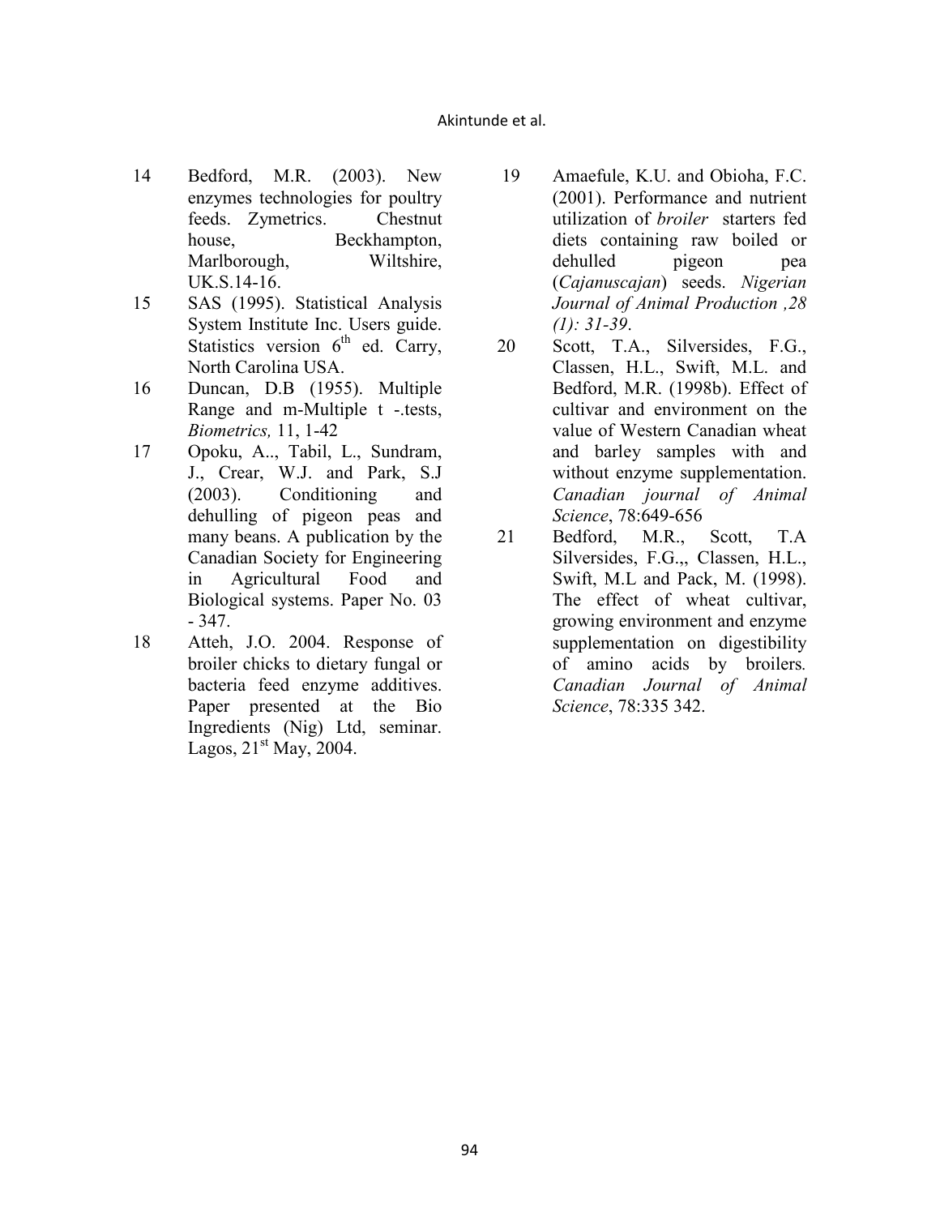14 Bedford, M.R. (2003). New enzymes technologies for poultry feeds. Zymetrics. Chestnut house, Beckhampton, Marlborough, Wiltshire, UK.S.14-16.

15 SAS (1995). Statistical Analysis System Institute Inc. Users guide. Statistics version 6th ed. Carry, North Carolina USA.

16 Duncan, D.B (1955). Multiple Range and m-Multiple t -.tests, *Biometrics,* 11, 1-42

17 Opoku, A.., Tabil, L., Sundram, J., Crear, W.J. and Park, S.J (2003). Conditioning and dehulling of pigeon peas and many beans. A publication by the Canadian Society for Engineering in Agricultural Food and Biological systems. Paper No. 03 - 347.

18 Atteh, J.O. 2004. Response of broiler chicks to dietary fungal or bacteria feed enzyme additives. Paper presented at the Bio Ingredients (Nig) Ltd, seminar. Lagos, 21st May, 2004.

19 Amaefule, K.U. and Obioha, F.C. (2001). Performance and nutrient utilization of *broiler* starters fed diets containing raw boiled or dehulled pigeon pea (*Cajanuscajan*) seeds. *Nigerian Journal of Animal Production ,28 (1): 31-39*.

20 Scott, T.A., Silversides, F.G., Classen, H.L., Swift, M.L. and Bedford, M.R. (1998b). Effect of cultivar and environment on the value of Western Canadian wheat and barley samples with and without enzyme supplementation. *Canadian journal of Animal Science*, 78:649-656

21 Bedford, M.R., Scott, T.A Silversides, F.G.,, Classen, H.L., Swift, M.L and Pack, M. (1998). The effect of wheat cultivar, growing environment and enzyme supplementation on digestibility of amino acids by broilers. *Canadian Journal of Animal Science*, 78:335 342.